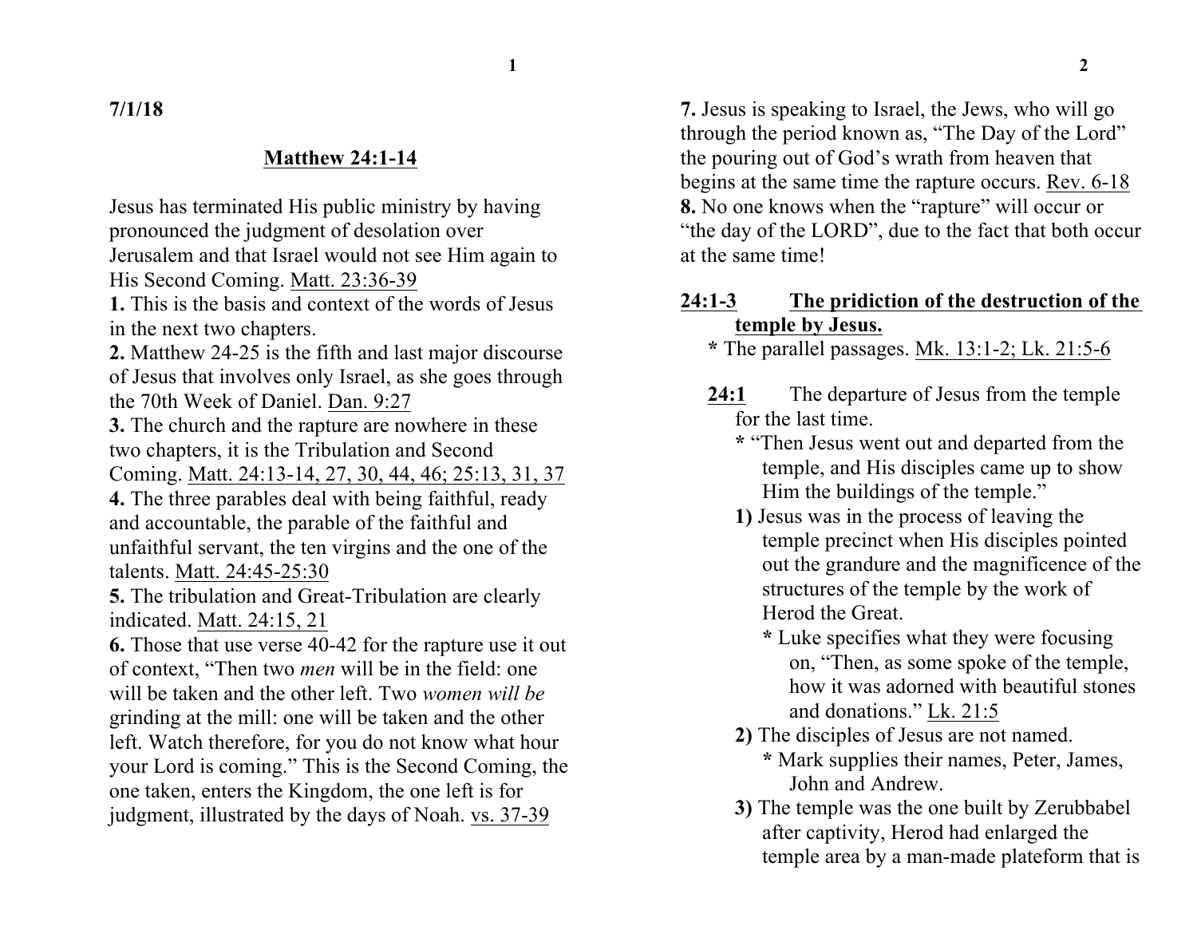7/1/18

## Matthew 24:1-14

Jesus has terminated His public ministry by having pronounced the judgment of desolation over Jerusalem and that Israel would not see Him again to His Second Coming. Matt. 23:36-39

**1.** This is the basis and context of the words of Jesus in the next two chapters.

**2.** Matthew 24-25 is the fifth and last major discourse of Jesus that involves only Israel, as she goes through the 70th Week of Daniel. Dan. 9:27

**3.** The church and the rapture are nowhere in these two chapters, it is the Tribulation and Second Coming. Matt. 24:13-14, 27, 30, 44, 46; 25:13, 31, 37

**4.** The three parables deal with being faithful, ready and accountable, the parable of the faithful and unfaithful servant, the ten virgins and the one of the talents. Matt. 24:45-25:30

**5.** The tribulation and Great-Tribulation are clearly indicated. Matt. 24:15, 21

**6.** Those that use verse 40-42 for the rapture use it out of context, "Then two *men* will be in the field: one will be taken and the other left. Two *women will be* grinding at the mill: one will be taken and the other left. Watch therefore, for you do not know what hour your Lord is coming." This is the Second Coming, the one taken, enters the Kingdom, the one left is for judgment, illustrated by the days of Noah. vs. 37-39

**7.** Jesus is speaking to Israel, the Jews, who will go through the period known as, "The Day of the Lord" the pouring out of God's wrath from heaven that begins at the same time the rapture occurs. Rev. 6-18

**8.** No one knows when the "rapture" will occur or "the day of the LORD", due to the fact that both occur at the same time!

### 24:1-3 The pridiction of the destruction of the temple by Jesus.

\* The parallel passages. Mk. 13:1-2; Lk. 21:5-6

**24:1** The departure of Jesus from the temple for the last time.

\* "Then Jesus went out and departed from the temple, and His disciples came up to show Him the buildings of the temple."

**1)** Jesus was in the process of leaving the temple precinct when His disciples pointed out the grandure and the magnificence of the structures of the temple by the work of Herod the Great.

\* Luke specifies what they were focusing on, "Then, as some spoke of the temple, how it was adorned with beautiful stones and donations." Lk. 21:5

**2)** The disciples of Jesus are not named.

\* Mark supplies their names, Peter, James, John and Andrew.

**3)** The temple was the one built by Zerubbabel after captivity, Herod had enlarged the temple area by a man-made plateform that is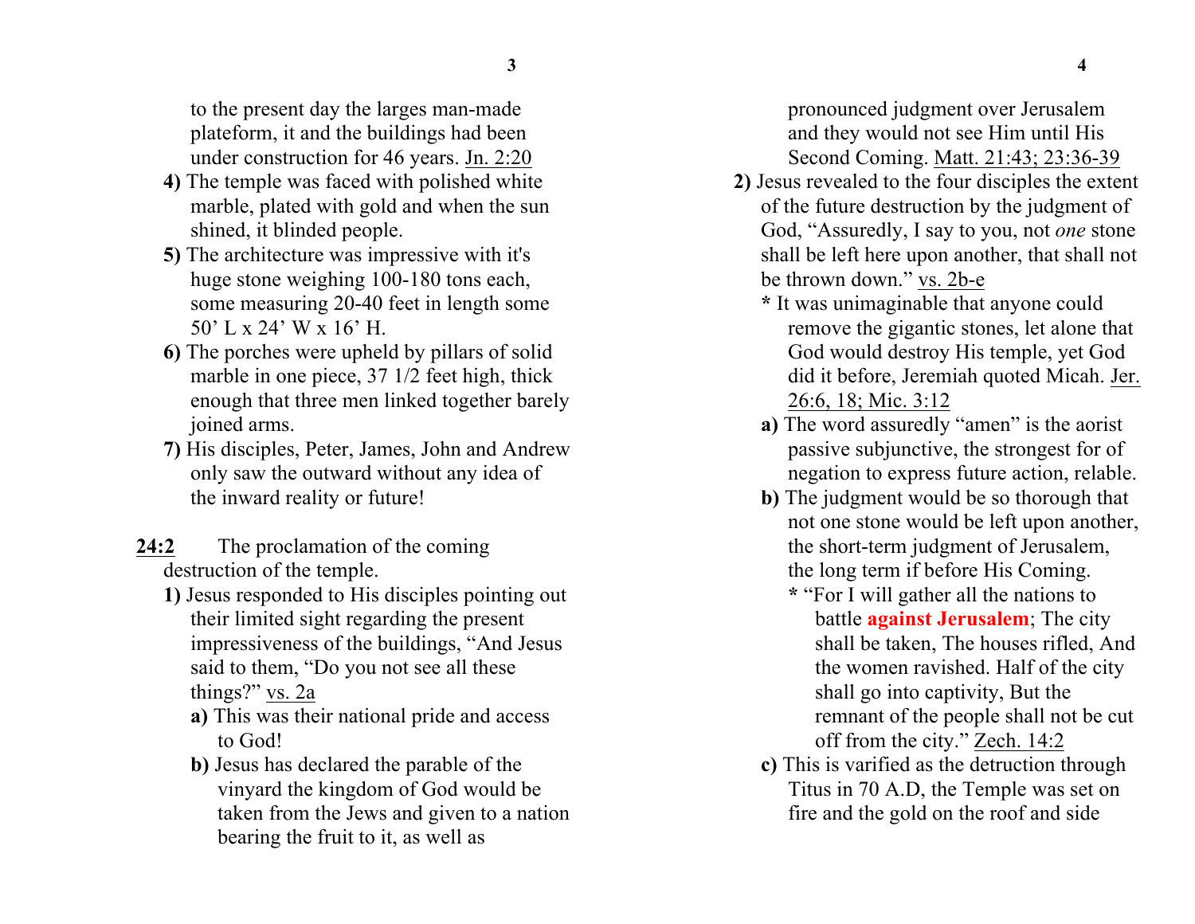to the present day the larges man-made plateform, it and the buildings had been under construction for 46 years. Jn. 2:20

**4)** The temple was faced with polished white marble, plated with gold and when the sun shined, it blinded people.

**5)** The architecture was impressive with it's huge stone weighing 100-180 tons each, some measuring 20-40 feet in length some 50' L x 24' W x 16' H.

**6)** The porches were upheld by pillars of solid marble in one piece, 37 1/2 feet high, thick enough that three men linked together barely joined arms.

**7)** His disciples, Peter, James, John and Andrew only saw the outward without any idea of the inward reality or future!

**24:2** The proclamation of the coming destruction of the temple.

**1)** Jesus responded to His disciples pointing out their limited sight regarding the present impressiveness of the buildings, "And Jesus said to them, "Do you not see all these things?" vs. 2a

**a)** This was their national pride and access to God!

**b)** Jesus has declared the parable of the vinyard the kingdom of God would be taken from the Jews and given to a nation bearing the fruit to it, as well as pronounced judgment over Jerusalem and they would not see Him until His Second Coming. Matt. 21:43; 23:36-39

**2)** Jesus revealed to the four disciples the extent of the future destruction by the judgment of God, "Assuredly, I say to you, not *one* stone shall be left here upon another, that shall not be thrown down." vs. 2b-e

**\*** It was unimaginable that anyone could remove the gigantic stones, let alone that God would destroy His temple, yet God did it before, Jeremiah quoted Micah. Jer. 26:6, 18; Mic. 3:12

**a)** The word assuredly "amen" is the aorist passive subjunctive, the strongest for of negation to express future action, relable.

**b)** The judgment would be so thorough that not one stone would be left upon another, the short-term judgment of Jerusalem, the long term if before His Coming.

**\*** "For I will gather all the nations to battle **against Jerusalem**; The city shall be taken, The houses rifled, And the women ravished. Half of the city shall go into captivity, But the remnant of the people shall not be cut off from the city." Zech. 14:2

**c)** This is varified as the detruction through Titus in 70 A.D, the Temple was set on fire and the gold on the roof and side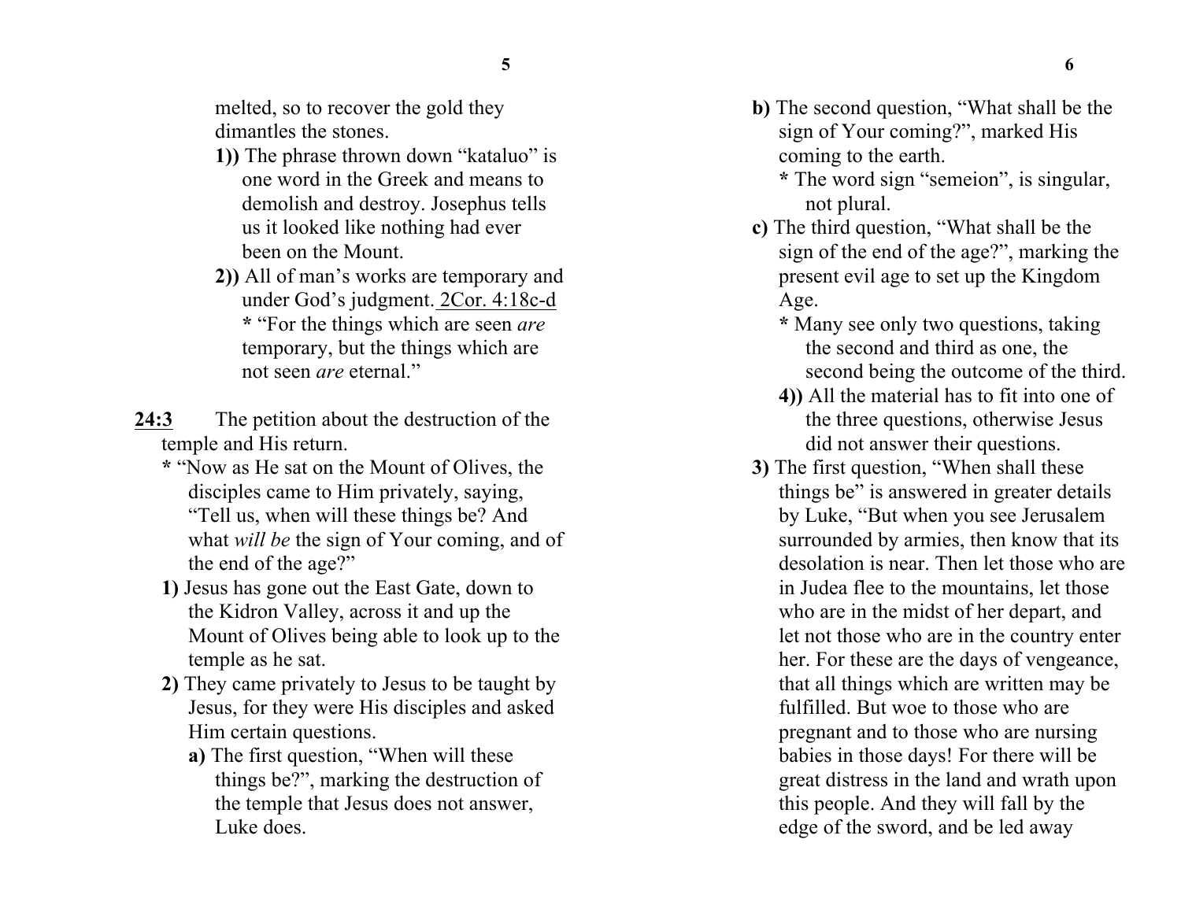melted, so to recover the gold they dimantles the stones.

**1))** The phrase thrown down "kataluo" is one word in the Greek and means to demolish and destroy. Josephus tells us it looked like nothing had ever been on the Mount.

**2))** All of man's works are temporary and under God's judgment. <u>2Cor. 4:18c-d</u>

**\*** "For the things which are seen *are* temporary, but the things which are not seen *are* eternal."

**<u>24:3</u>** The petition about the destruction of the temple and His return.

**\*** "Now as He sat on the Mount of Olives, the disciples came to Him privately, saying, "Tell us, when will these things be? And what *will be* the sign of Your coming, and of the end of the age?"

**1)** Jesus has gone out the East Gate, down to the Kidron Valley, across it and up the Mount of Olives being able to look up to the temple as he sat.

**2)** They came privately to Jesus to be taught by Jesus, for they were His disciples and asked Him certain questions.

**a)** The first question, "When will these things be?", marking the destruction of the temple that Jesus does not answer, Luke does.

**b)** The second question, "What shall be the sign of Your coming?", marked His coming to the earth.

**\*** The word sign "semeion", is singular, not plural.

**c)** The third question, "What shall be the sign of the end of the age?", marking the present evil age to set up the Kingdom Age.

**\*** Many see only two questions, taking the second and third as one, the second being the outcome of the third.

**4))** All the material has to fit into one of the three questions, otherwise Jesus did not answer their questions.

**3)** The first question, "When shall these things be" is answered in greater details by Luke, "But when you see Jerusalem surrounded by armies, then know that its desolation is near. Then let those who are in Judea flee to the mountains, let those who are in the midst of her depart, and let not those who are in the country enter her. For these are the days of vengeance, that all things which are written may be fulfilled. But woe to those who are pregnant and to those who are nursing babies in those days! For there will be great distress in the land and wrath upon this people. And they will fall by the edge of the sword, and be led away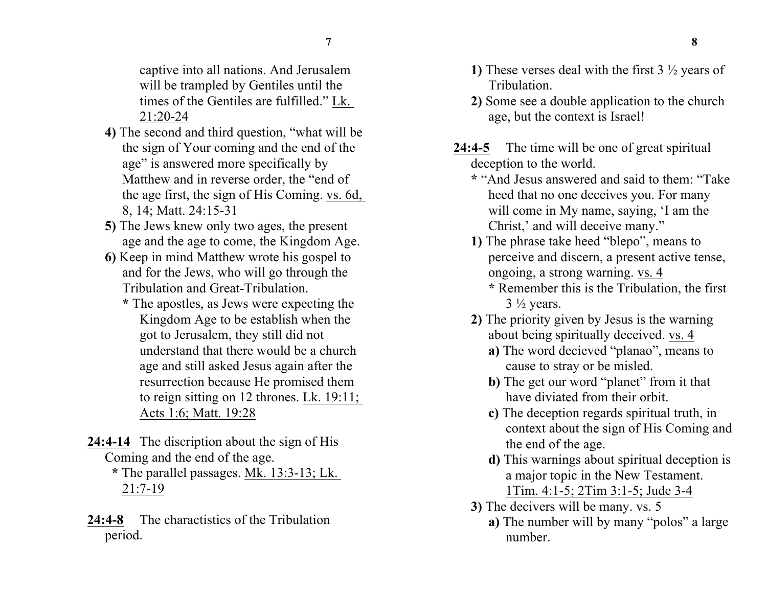captive into all nations. And Jerusalem will be trampled by Gentiles until the times of the Gentiles are fulfilled." Lk. 21:20-24

**4)** The second and third question, "what will be the sign of Your coming and the end of the age" is answered more specifically by Matthew and in reverse order, the "end of the age first, the sign of His Coming. vs. 6d, 8, 14; Matt. 24:15-31

**5)** The Jews knew only two ages, the present age and the age to come, the Kingdom Age.

**6)** Keep in mind Matthew wrote his gospel to and for the Jews, who will go through the Tribulation and Great-Tribulation.

**\*** The apostles, as Jews were expecting the Kingdom Age to be establish when the got to Jerusalem, they still did not understand that there would be a church age and still asked Jesus again after the resurrection because He promised them to reign sitting on 12 thrones. Lk. 19:11; Acts 1:6; Matt. 19:28

**24:4-14** The discription about the sign of His Coming and the end of the age.

**\*** The parallel passages. Mk. 13:3-13; Lk. 21:7-19

**24:4-8** The charactistics of the Tribulation period.

**1)** These verses deal with the first 3 ½ years of Tribulation.

**2)** Some see a double application to the church age, but the context is Israel!

**24:4-5** The time will be one of great spiritual deception to the world.

**\*** "And Jesus answered and said to them: "Take heed that no one deceives you. For many will come in My name, saying, 'I am the Christ,' and will deceive many."

**1)** The phrase take heed "blepo", means to perceive and discern, a present active tense, ongoing, a strong warning. vs. 4

**\*** Remember this is the Tribulation, the first 3 ½ years.

**2)** The priority given by Jesus is the warning about being spiritually deceived. vs. 4

**a)** The word decieved "planao", means to cause to stray or be misled.

**b)** The get our word "planet" from it that have diviated from their orbit.

**c)** The deception regards spiritual truth, in context about the sign of His Coming and the end of the age.

**d)** This warnings about spiritual deception is a major topic in the New Testament. 1Tim. 4:1-5; 2Tim 3:1-5; Jude 3-4

**3)** The decivers will be many. vs. 5

**a)** The number will by many "polos" a large number.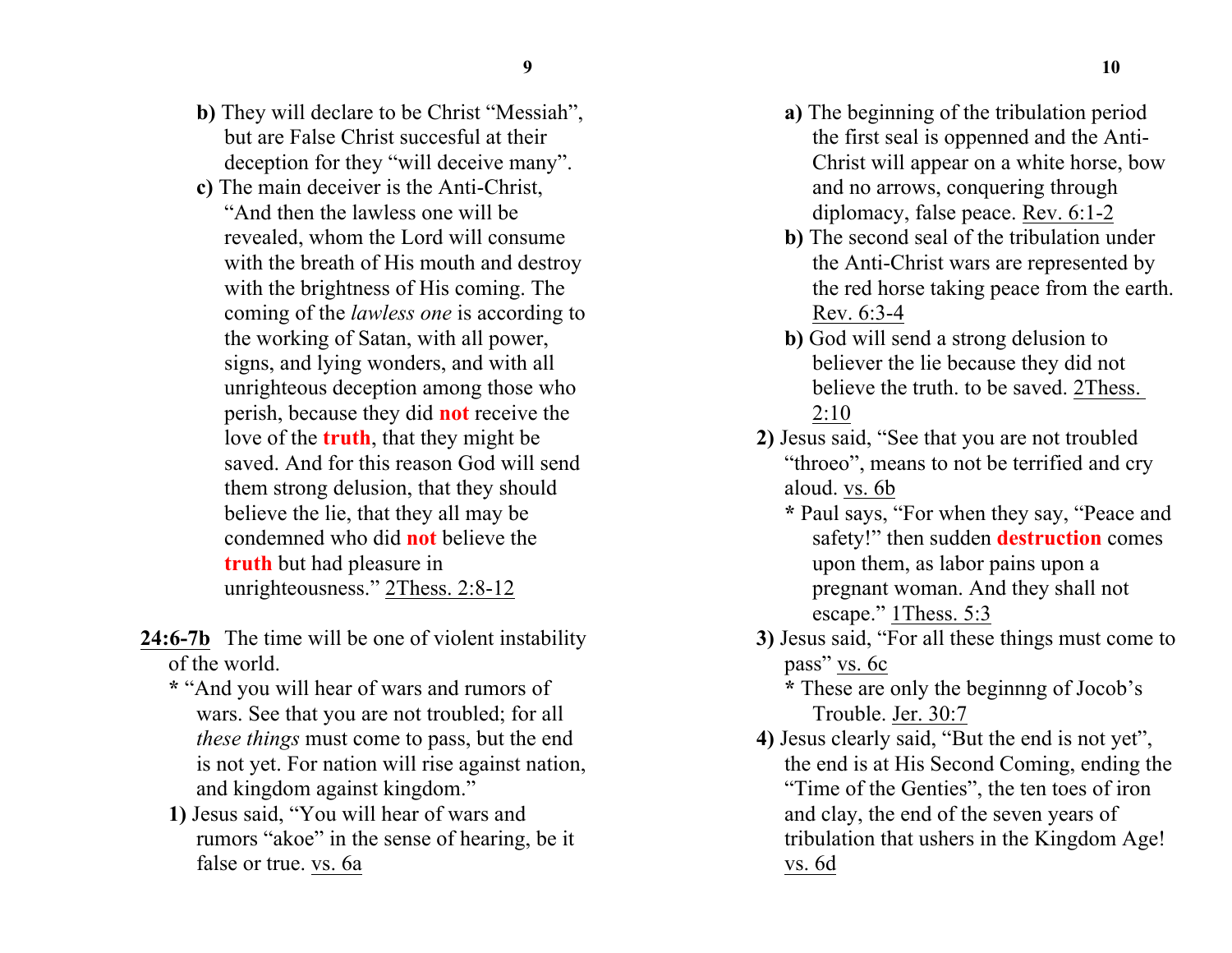**b)** They will declare to be Christ "Messiah", but are False Christ succesful at their deception for they "will deceive many".

**c)** The main deceiver is the Anti-Christ, "And then the lawless one will be revealed, whom the Lord will consume with the breath of His mouth and destroy with the brightness of His coming. The coming of the *lawless one* is according to the working of Satan, with all power, signs, and lying wonders, and with all unrighteous deception among those who perish, because they did **not** receive the love of the **truth**, that they might be saved. And for this reason God will send them strong delusion, that they should believe the lie, that they all may be condemned who did **not** believe the **truth** but had pleasure in unrighteousness." 2Thess. 2:8-12

**24:6-7b** The time will be one of violent instability of the world.

**\*** "And you will hear of wars and rumors of wars. See that you are not troubled; for all *these things* must come to pass, but the end is not yet. For nation will rise against nation, and kingdom against kingdom."

**1)** Jesus said, "You will hear of wars and rumors "akoe" in the sense of hearing, be it false or true. vs. 6a

**a)** The beginning of the tribulation period the first seal is oppenned and the Anti-Christ will appear on a white horse, bow and no arrows, conquering through diplomacy, false peace. Rev. 6:1-2

**b)** The second seal of the tribulation under the Anti-Christ wars are represented by the red horse taking peace from the earth. Rev. 6:3-4

**b)** God will send a strong delusion to believer the lie because they did not believe the truth. to be saved. 2Thess. 2:10

**2)** Jesus said, "See that you are not troubled "throeo", means to not be terrified and cry aloud. vs. 6b

**\*** Paul says, "For when they say, "Peace and safety!" then sudden **destruction** comes upon them, as labor pains upon a pregnant woman. And they shall not escape." 1Thess. 5:3

**3)** Jesus said, "For all these things must come to pass" vs. 6c

**\*** These are only the beginnng of Jocob's Trouble. Jer. 30:7

**4)** Jesus clearly said, "But the end is not yet", the end is at His Second Coming, ending the "Time of the Genties", the ten toes of iron and clay, the end of the seven years of tribulation that ushers in the Kingdom Age! vs. 6d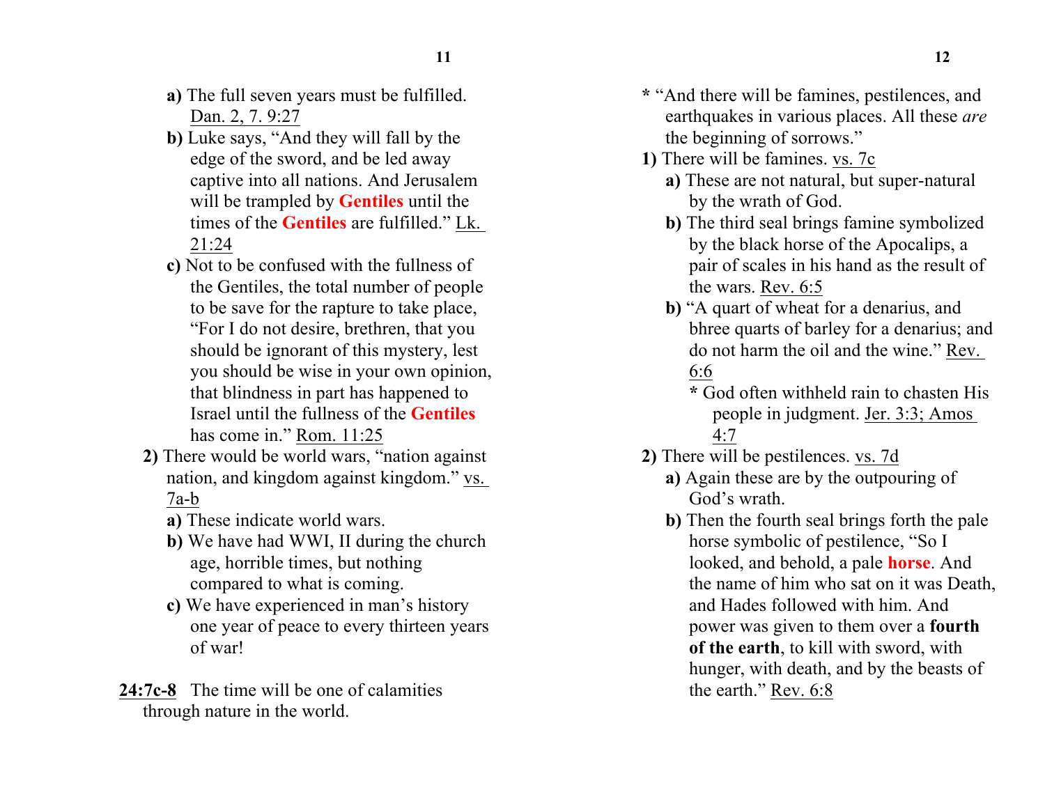**a)** The full seven years must be fulfilled. Dan. 2, 7. 9:27

**b)** Luke says, "And they will fall by the edge of the sword, and be led away captive into all nations. And Jerusalem will be trampled by **Gentiles** until the times of the **Gentiles** are fulfilled." Lk. 21:24

**c)** Not to be confused with the fullness of the Gentiles, the total number of people to be save for the rapture to take place, "For I do not desire, brethren, that you should be ignorant of this mystery, lest you should be wise in your own opinion, that blindness in part has happened to Israel until the fullness of the **Gentiles** has come in." Rom. 11:25

**2)** There would be world wars, "nation against nation, and kingdom against kingdom." vs. 7a-b

**a)** These indicate world wars.

**b)** We have had WWI, II during the church age, horrible times, but nothing compared to what is coming.

**c)** We have experienced in man's history one year of peace to every thirteen years of war!

**24:7c-8** The time will be one of calamities through nature in the world.

**\*** "And there will be famines, pestilences, and earthquakes in various places. All these *are* the beginning of sorrows."

**1)** There will be famines. vs. 7c

**a)** These are not natural, but super-natural by the wrath of God.

**b)** The third seal brings famine symbolized by the black horse of the Apocalips, a pair of scales in his hand as the result of the wars. Rev. 6:5

**b)** "A quart of wheat for a denarius, and bhree quarts of barley for a denarius; and do not harm the oil and the wine." Rev. 6:6

**\*** God often withheld rain to chasten His people in judgment. Jer. 3:3; Amos 4:7

**2)** There will be pestilences. vs. 7d

**a)** Again these are by the outpouring of God's wrath.

**b)** Then the fourth seal brings forth the pale horse symbolic of pestilence, "So I looked, and behold, a pale **horse**. And the name of him who sat on it was Death, and Hades followed with him. And power was given to them over a **fourth of the earth**, to kill with sword, with hunger, with death, and by the beasts of the earth." Rev. 6:8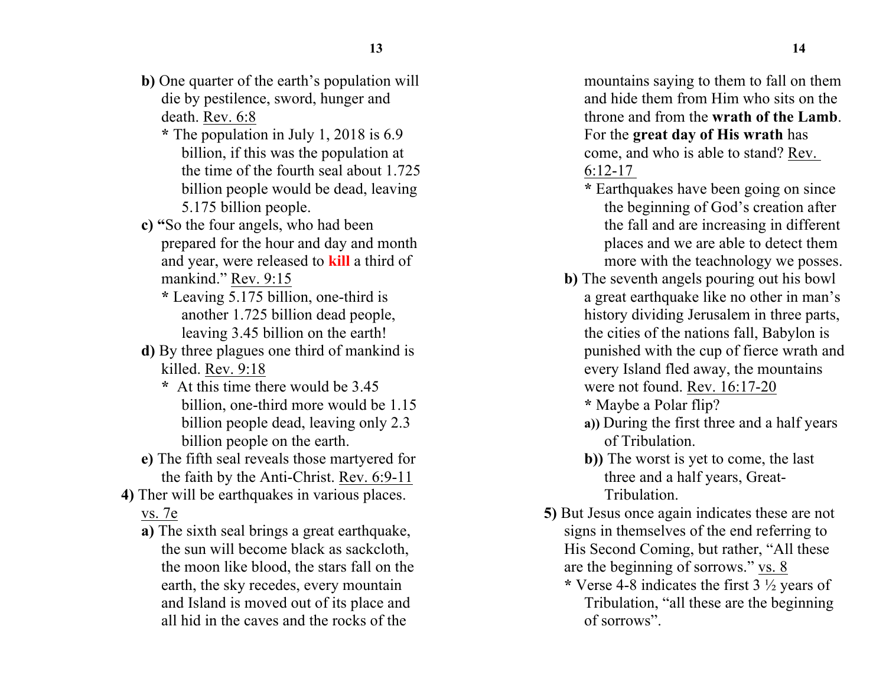**b)** One quarter of the earth's population will die by pestilence, sword, hunger and death. <u>Rev. 6:8</u>

**\*** The population in July 1, 2018 is 6.9 billion, if this was the population at the time of the fourth seal about 1.725 billion people would be dead, leaving 5.175 billion people.

**c) "**So the four angels, who had been prepared for the hour and day and month and year, were released to **kill** a third of mankind." <u>Rev. 9:15</u>

**\*** Leaving 5.175 billion, one-third is another 1.725 billion dead people, leaving 3.45 billion on the earth!

**d)** By three plagues one third of mankind is killed. <u>Rev. 9:18</u>

**\*** At this time there would be 3.45 billion, one-third more would be 1.15 billion people dead, leaving only 2.3 billion people on the earth.

**e)** The fifth seal reveals those martyered for the faith by the Anti-Christ. <u>Rev. 6:9-11</u>

**4)** Ther will be earthquakes in various places. <u>vs. 7e</u>

**a)** The sixth seal brings a great earthquake, the sun will become black as sackcloth, the moon like blood, the stars fall on the earth, the sky recedes, every mountain and Island is moved out of its place and all hid in the caves and the rocks of the mountains saying to them to fall on them and hide them from Him who sits on the throne and from the **wrath of the Lamb**. For the **great day of His wrath** has come, and who is able to stand? <u>Rev. 6:12-17</u>

**\*** Earthquakes have been going on since the beginning of God's creation after the fall and are increasing in different places and we are able to detect them more with the teachnology we posses.

**b)** The seventh angels pouring out his bowl a great earthquake like no other in man's history dividing Jerusalem in three parts, the cities of the nations fall, Babylon is punished with the cup of fierce wrath and every Island fled away, the mountains were not found. <u>Rev. 16:17-20</u>

**\*** Maybe a Polar flip?

**a))** During the first three and a half years of Tribulation.

**b))** The worst is yet to come, the last three and a half years, Great-Tribulation.

**5)** But Jesus once again indicates these are not signs in themselves of the end referring to His Second Coming, but rather, "All these are the beginning of sorrows." <u>vs. 8</u>

**\*** Verse 4-8 indicates the first 3 ½ years of Tribulation, "all these are the beginning of sorrows".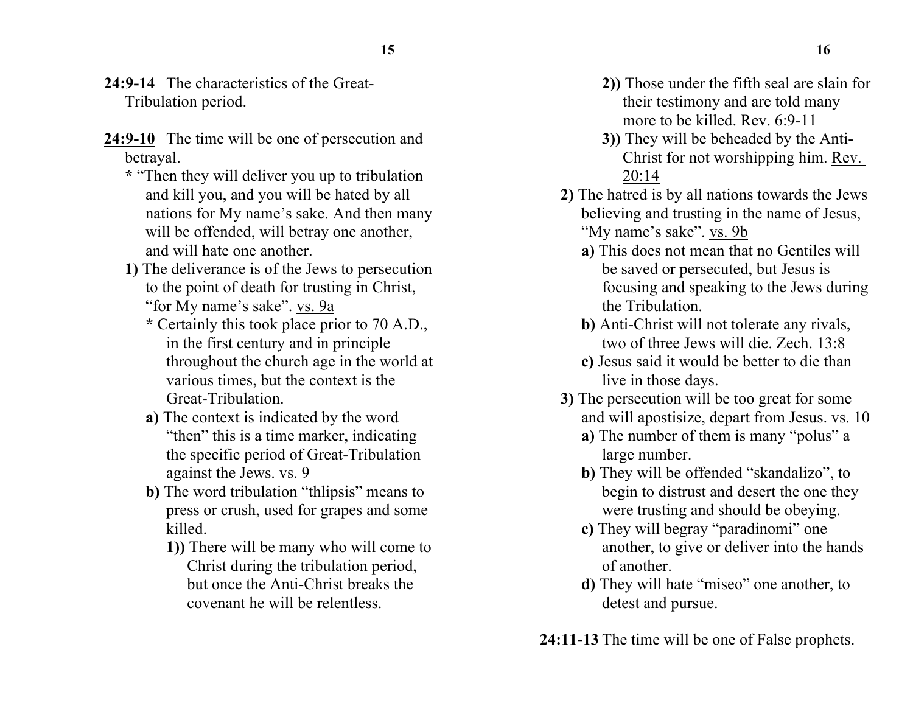**24:9-14** The characteristics of the Great-Tribulation period.

**24:9-10** The time will be one of persecution and betrayal.

- **\*** "Then they will deliver you up to tribulation and kill you, and you will be hated by all nations for My name's sake. And then many will be offended, will betray one another, and will hate one another.
- **1)** The deliverance is of the Jews to persecution to the point of death for trusting in Christ, "for My name's sake". vs. 9a
  - **\*** Certainly this took place prior to 70 A.D., in the first century and in principle throughout the church age in the world at various times, but the context is the Great-Tribulation.
  - **a)** The context is indicated by the word "then" this is a time marker, indicating the specific period of Great-Tribulation against the Jews. vs. 9
  - **b)** The word tribulation "thlipsis" means to press or crush, used for grapes and some killed.
    - **1))** There will be many who will come to Christ during the tribulation period, but once the Anti-Christ breaks the covenant he will be relentless.
    - **2))** Those under the fifth seal are slain for their testimony and are told many more to be killed. Rev. 6:9-11
    - **3))** They will be beheaded by the Anti-Christ for not worshipping him. Rev. 20:14
- **2)** The hatred is by all nations towards the Jews believing and trusting in the name of Jesus, "My name's sake". vs. 9b
  - **a)** This does not mean that no Gentiles will be saved or persecuted, but Jesus is focusing and speaking to the Jews during the Tribulation.
  - **b)** Anti-Christ will not tolerate any rivals, two of three Jews will die. Zech. 13:8
  - **c)** Jesus said it would be better to die than live in those days.
- **3)** The persecution will be too great for some and will apostisize, depart from Jesus. vs. 10
  - **a)** The number of them is many "polus" a large number.
  - **b)** They will be offended "skandalizo", to begin to distrust and desert the one they were trusting and should be obeying.
  - **c)** They will begray "paradinomi" one another, to give or deliver into the hands of another.
  - **d)** They will hate "miseo" one another, to detest and pursue.

**24:11-13** The time will be one of False prophets.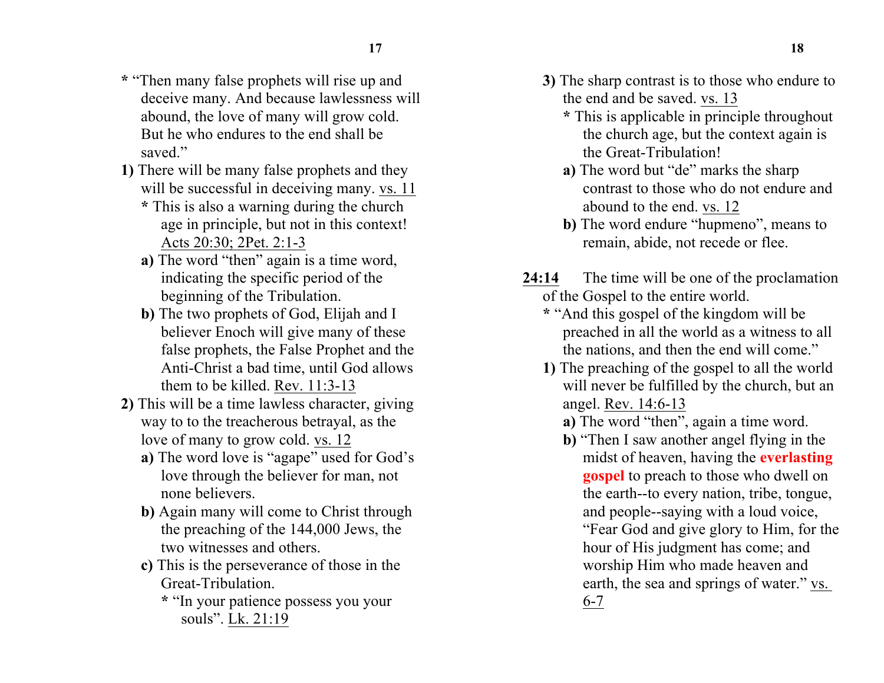**\*** "Then many false prophets will rise up and deceive many. And because lawlessness will abound, the love of many will grow cold. But he who endures to the end shall be saved."

**1)** There will be many false prophets and they will be successful in deceiving many. <u>vs. 11</u>

**\*** This is also a warning during the church age in principle, but not in this context! <u>Acts 20:30; 2Pet. 2:1-3</u>

**a)** The word "then" again is a time word, indicating the specific period of the beginning of the Tribulation.

**b)** The two prophets of God, Elijah and I believer Enoch will give many of these false prophets, the False Prophet and the Anti-Christ a bad time, until God allows them to be killed. <u>Rev. 11:3-13</u>

**2)** This will be a time lawless character, giving way to to the treacherous betrayal, as the love of many to grow cold. <u>vs. 12</u>

**a)** The word love is "agape" used for God's love through the believer for man, not none believers.

**b)** Again many will come to Christ through the preaching of the 144,000 Jews, the two witnesses and others.

**c)** This is the perseverance of those in the Great-Tribulation.

**\*** "In your patience possess you your souls". <u>Lk. 21:19</u>

**3)** The sharp contrast is to those who endure to the end and be saved. <u>vs. 13</u>

**\*** This is applicable in principle throughout the church age, but the context again is the Great-Tribulation!

**a)** The word but "de" marks the sharp contrast to those who do not endure and abound to the end. <u>vs. 12</u>

**b)** The word endure "hupmeno", means to remain, abide, not recede or flee.

**<u>24:14</u>** The time will be one of the proclamation of the Gospel to the entire world.

**\*** "And this gospel of the kingdom will be preached in all the world as a witness to all the nations, and then the end will come."

**1)** The preaching of the gospel to all the world will never be fulfilled by the church, but an angel. <u>Rev. 14:6-13</u>

**a)** The word "then", again a time word.

**b)** "Then I saw another angel flying in the midst of heaven, having the **everlasting gospel** to preach to those who dwell on the earth--to every nation, tribe, tongue, and people--saying with a loud voice, "Fear God and give glory to Him, for the hour of His judgment has come; and worship Him who made heaven and earth, the sea and springs of water." <u>vs. 6-7</u>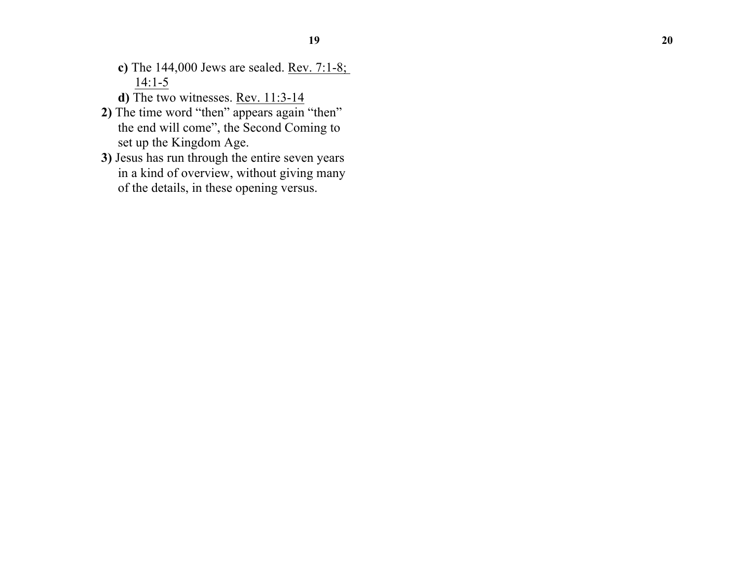**c)** The 144,000 Jews are sealed. Rev. 7:1-8; 14:1-5

**d)** The two witnesses. Rev. 11:3-14

**2)** The time word "then" appears again "then" the end will come", the Second Coming to set up the Kingdom Age.

**3)** Jesus has run through the entire seven years in a kind of overview, without giving many of the details, in these opening versus.